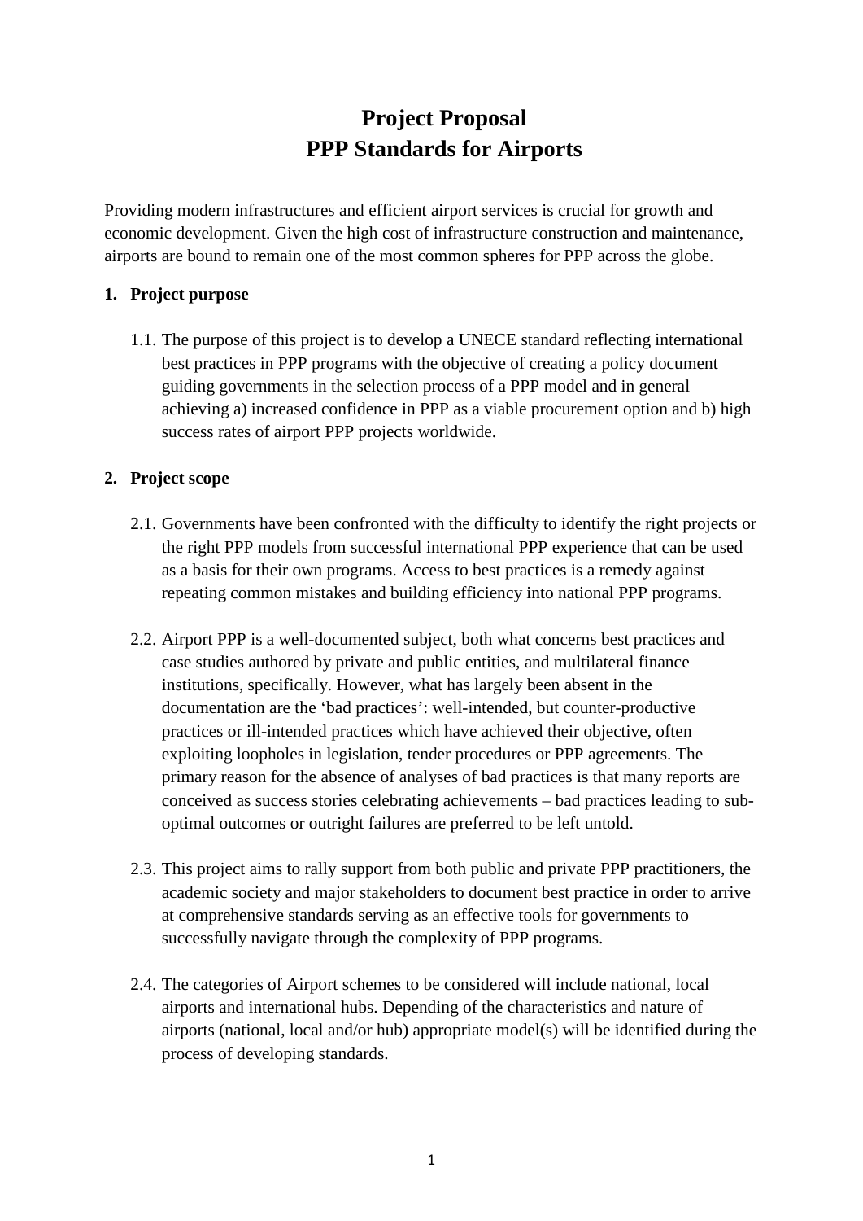# Project Proposal
# PPP Standards for Airports

Providing modern infrastructures and efficient airport services is crucial for growth and economic development. Given the high cost of infrastructure construction and maintenance, airports are bound to remain one of the most common spheres for PPP across the globe.

## 1. Project purpose

1.1. The purpose of this project is to develop a UNECE standard reflecting international best practices in PPP programs with the objective of creating a policy document guiding governments in the selection process of a PPP model and in general achieving a) increased confidence in PPP as a viable procurement option and b) high success rates of airport PPP projects worldwide.

## 2. Project scope

2.1. Governments have been confronted with the difficulty to identify the right projects or the right PPP models from successful international PPP experience that can be used as a basis for their own programs. Access to best practices is a remedy against repeating common mistakes and building efficiency into national PPP programs.

2.2. Airport PPP is a well-documented subject, both what concerns best practices and case studies authored by private and public entities, and multilateral finance institutions, specifically. However, what has largely been absent in the documentation are the 'bad practices': well-intended, but counter-productive practices or ill-intended practices which have achieved their objective, often exploiting loopholes in legislation, tender procedures or PPP agreements. The primary reason for the absence of analyses of bad practices is that many reports are conceived as success stories celebrating achievements – bad practices leading to sub-optimal outcomes or outright failures are preferred to be left untold.

2.3. This project aims to rally support from both public and private PPP practitioners, the academic society and major stakeholders to document best practice in order to arrive at comprehensive standards serving as an effective tools for governments to successfully navigate through the complexity of PPP programs.

2.4. The categories of Airport schemes to be considered will include national, local airports and international hubs. Depending of the characteristics and nature of airports (national, local and/or hub) appropriate model(s) will be identified during the process of developing standards.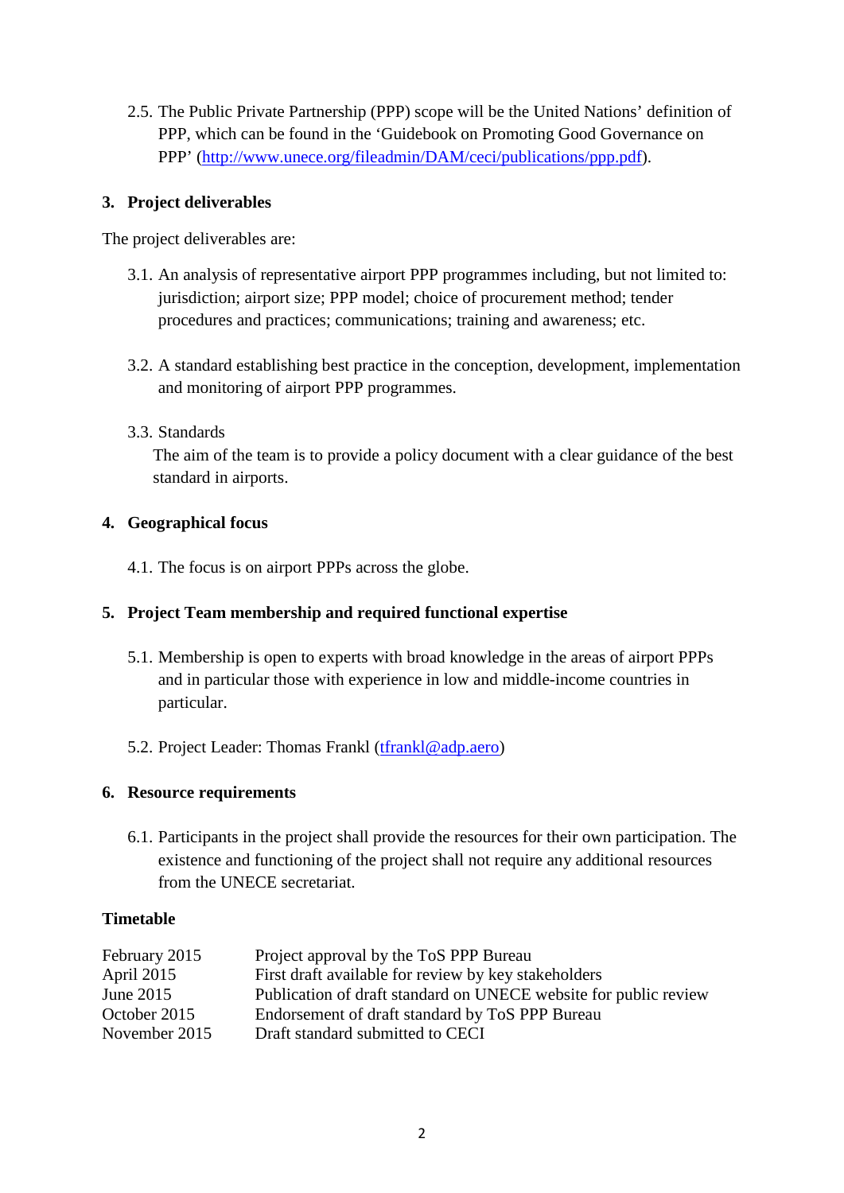2.5. The Public Private Partnership (PPP) scope will be the United Nations' definition of PPP, which can be found in the 'Guidebook on Promoting Good Governance on PPP' (http://www.unece.org/fileadmin/DAM/ceci/publications/ppp.pdf).

## 3. Project deliverables

The project deliverables are:

3.1. An analysis of representative airport PPP programmes including, but not limited to: jurisdiction; airport size; PPP model; choice of procurement method; tender procedures and practices; communications; training and awareness; etc.

3.2. A standard establishing best practice in the conception, development, implementation and monitoring of airport PPP programmes.

3.3. Standards
The aim of the team is to provide a policy document with a clear guidance of the best standard in airports.

## 4. Geographical focus

4.1. The focus is on airport PPPs across the globe.

## 5. Project Team membership and required functional expertise

5.1. Membership is open to experts with broad knowledge in the areas of airport PPPs and in particular those with experience in low and middle-income countries in particular.

5.2. Project Leader: Thomas Frankl (tfrankl@adp.aero)

## 6. Resource requirements

6.1. Participants in the project shall provide the resources for their own participation. The existence and functioning of the project shall not require any additional resources from the UNECE secretariat.

## Timetable

| | |
|---|---|
| February 2015 | Project approval by the ToS PPP Bureau |
| April 2015 | First draft available for review by key stakeholders |
| June 2015 | Publication of draft standard on UNECE website for public review |
| October 2015 | Endorsement of draft standard by ToS PPP Bureau |
| November 2015 | Draft standard submitted to CECI |